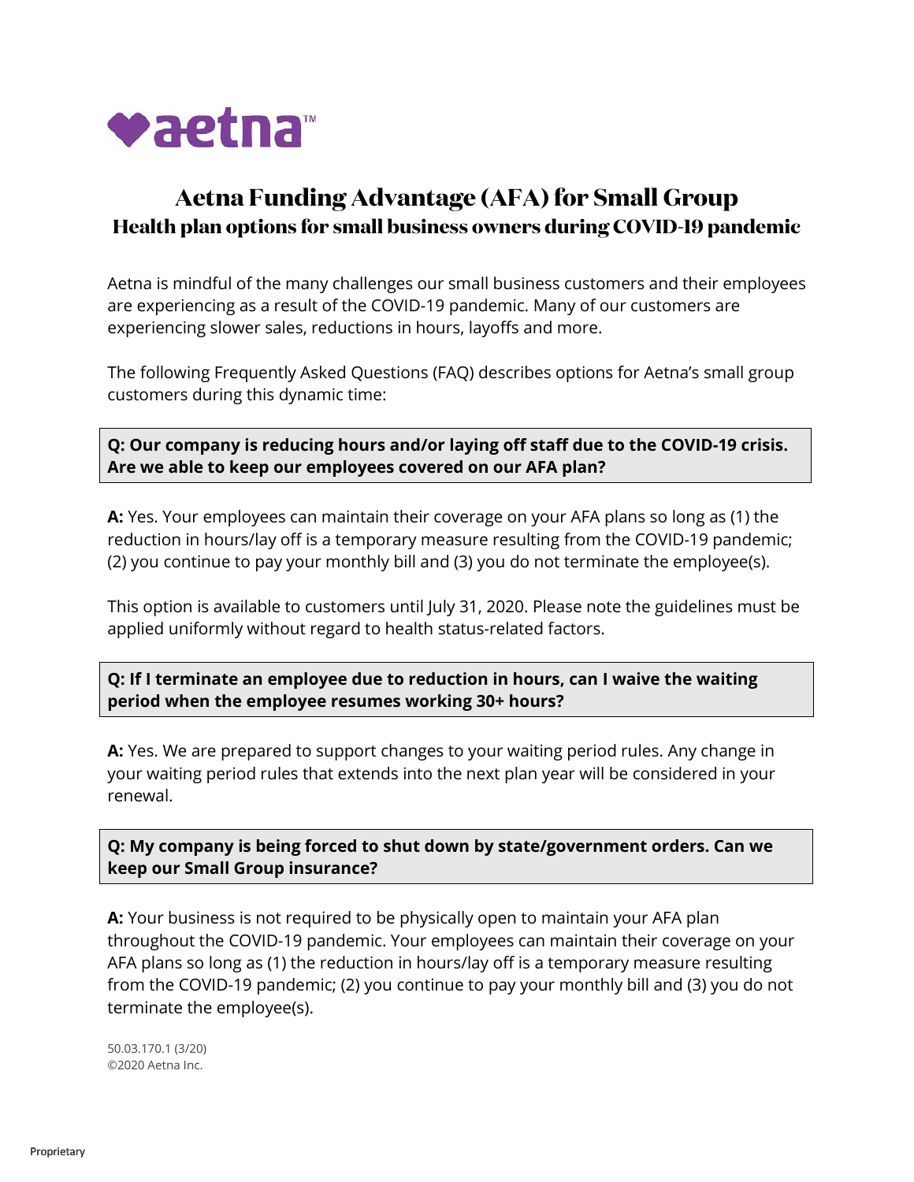# Aetna Funding Advantage (AFA) for Small Group

## Health plan options for small business owners during COVID-19 pandemic

Aetna is mindful of the many challenges our small business customers and their employees are experiencing as a result of the COVID-19 pandemic. Many of our customers are experiencing slower sales, reductions in hours, layoffs and more.

The following Frequently Asked Questions (FAQ) describes options for Aetna's small group customers during this dynamic time:

**Q: Our company is reducing hours and/or laying off staff due to the COVID-19 crisis. Are we able to keep our employees covered on our AFA plan?**

**A:** Yes. Your employees can maintain their coverage on your AFA plans so long as (1) the reduction in hours/lay off is a temporary measure resulting from the COVID-19 pandemic; (2) you continue to pay your monthly bill and (3) you do not terminate the employee(s).

This option is available to customers until July 31, 2020. Please note the guidelines must be applied uniformly without regard to health status-related factors.

**Q: If I terminate an employee due to reduction in hours, can I waive the waiting period when the employee resumes working 30+ hours?**

**A:** Yes. We are prepared to support changes to your waiting period rules. Any change in your waiting period rules that extends into the next plan year will be considered in your renewal.

**Q: My company is being forced to shut down by state/government orders. Can we keep our Small Group insurance?**

**A:** Your business is not required to be physically open to maintain your AFA plan throughout the COVID-19 pandemic. Your employees can maintain their coverage on your AFA plans so long as (1) the reduction in hours/lay off is a temporary measure resulting from the COVID-19 pandemic; (2) you continue to pay your monthly bill and (3) you do not terminate the employee(s).

50.03.170.1 (3/20)
©2020 Aetna Inc.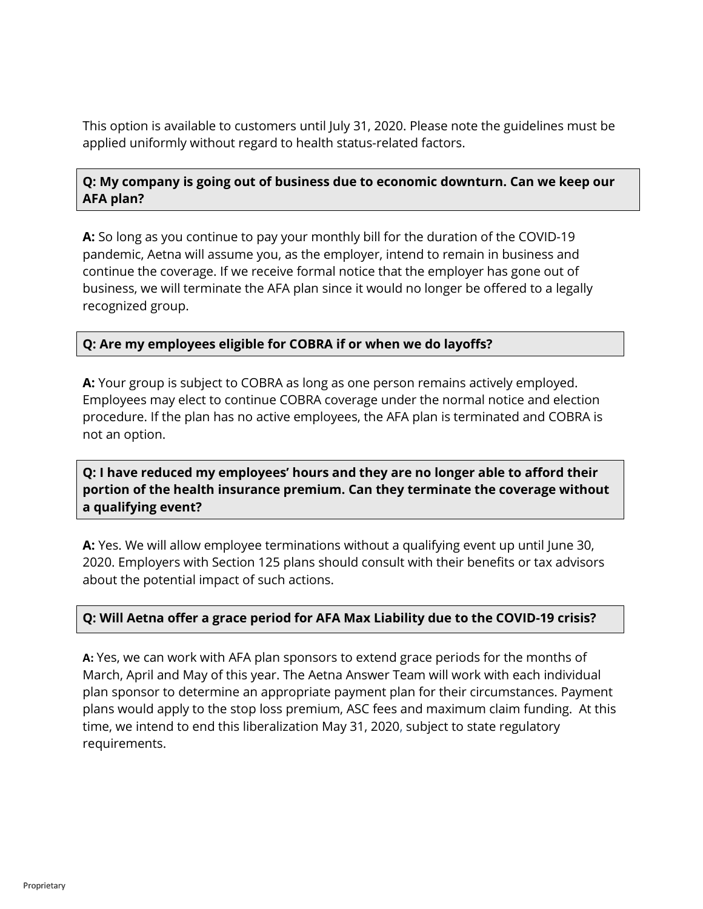This option is available to customers until July 31, 2020. Please note the guidelines must be applied uniformly without regard to health status-related factors.

**Q: My company is going out of business due to economic downturn. Can we keep our AFA plan?**

**A:** So long as you continue to pay your monthly bill for the duration of the COVID-19 pandemic, Aetna will assume you, as the employer, intend to remain in business and continue the coverage. If we receive formal notice that the employer has gone out of business, we will terminate the AFA plan since it would no longer be offered to a legally recognized group.

**Q: Are my employees eligible for COBRA if or when we do layoffs?**

**A:** Your group is subject to COBRA as long as one person remains actively employed. Employees may elect to continue COBRA coverage under the normal notice and election procedure. If the plan has no active employees, the AFA plan is terminated and COBRA is not an option.

**Q: I have reduced my employees' hours and they are no longer able to afford their portion of the health insurance premium. Can they terminate the coverage without a qualifying event?**

**A:** Yes. We will allow employee terminations without a qualifying event up until June 30, 2020. Employers with Section 125 plans should consult with their benefits or tax advisors about the potential impact of such actions.

**Q: Will Aetna offer a grace period for AFA Max Liability due to the COVID-19 crisis?**

**A:** Yes, we can work with AFA plan sponsors to extend grace periods for the months of March, April and May of this year. The Aetna Answer Team will work with each individual plan sponsor to determine an appropriate payment plan for their circumstances. Payment plans would apply to the stop loss premium, ASC fees and maximum claim funding. At this time, we intend to end this liberalization May 31, 2020, subject to state regulatory requirements.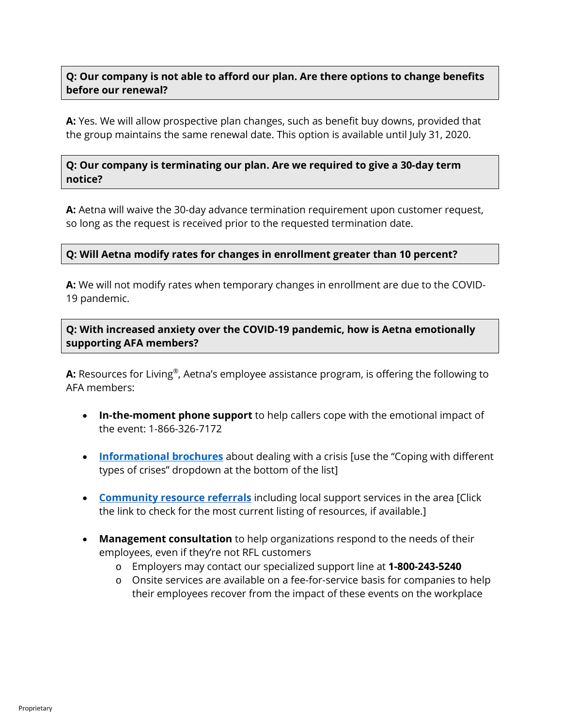**Q: Our company is not able to afford our plan. Are there options to change benefits before our renewal?**

**A:** Yes. We will allow prospective plan changes, such as benefit buy downs, provided that the group maintains the same renewal date. This option is available until July 31, 2020.

**Q: Our company is terminating our plan. Are we required to give a 30-day term notice?**

**A:** Aetna will waive the 30-day advance termination requirement upon customer request, so long as the request is received prior to the requested termination date.

**Q: Will Aetna modify rates for changes in enrollment greater than 10 percent?**

**A:** We will not modify rates when temporary changes in enrollment are due to the COVID-19 pandemic.

**Q: With increased anxiety over the COVID-19 pandemic, how is Aetna emotionally supporting AFA members?**

**A:** Resources for Living®, Aetna's employee assistance program, is offering the following to AFA members:

- **In-the-moment phone support** to help callers cope with the emotional impact of the event: 1-866-326-7172
- **Informational brochures** about dealing with a crisis [use the "Coping with different types of crises" dropdown at the bottom of the list]
- **Community resource referrals** including local support services in the area [Click the link to check for the most current listing of resources, if available.]
- **Management consultation** to help organizations respond to the needs of their employees, even if they're not RFL customers
  - Employers may contact our specialized support line at **1-800-243-5240**
  - Onsite services are available on a fee-for-service basis for companies to help their employees recover from the impact of these events on the workplace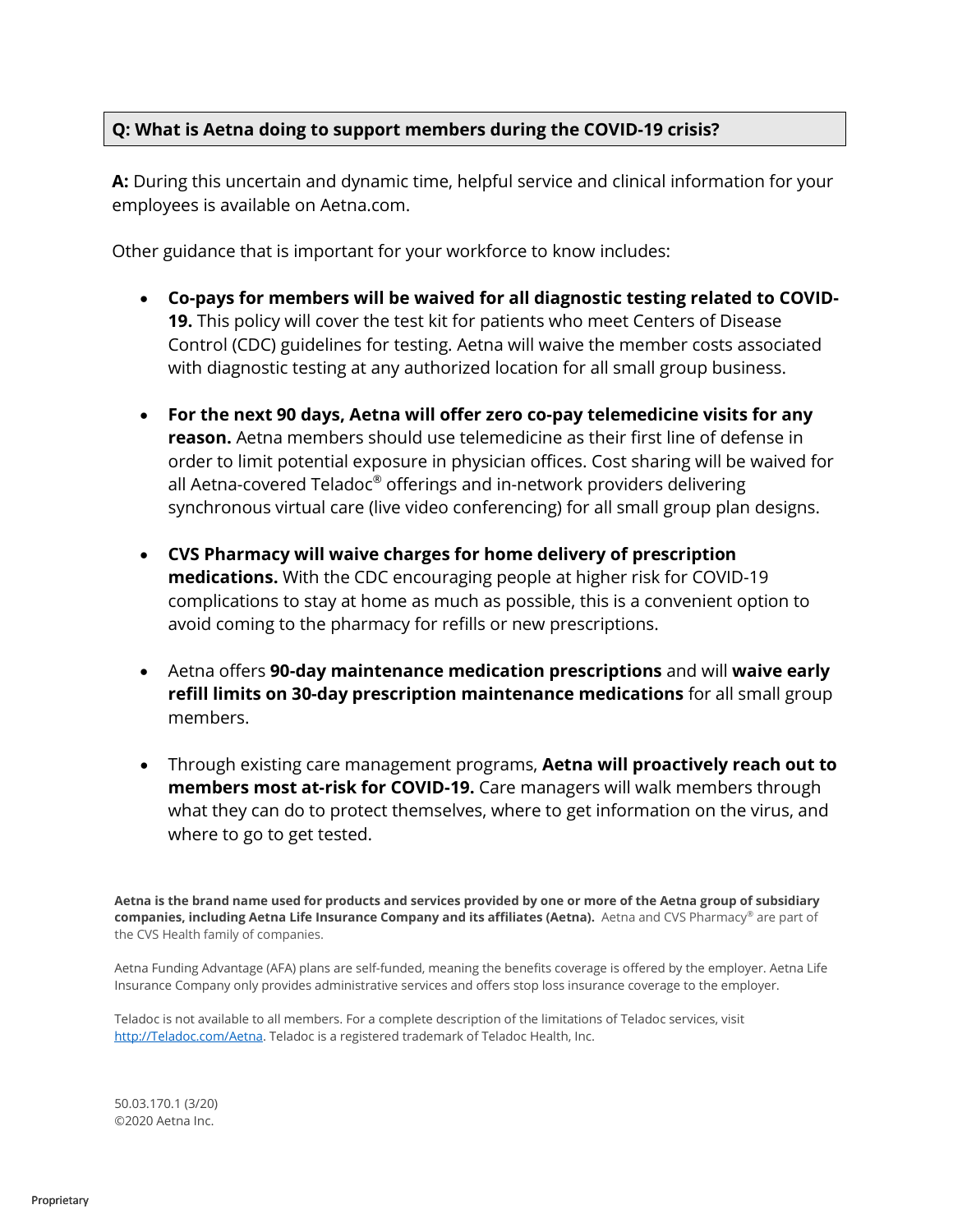**Q: What is Aetna doing to support members during the COVID-19 crisis?**

**A:** During this uncertain and dynamic time, helpful service and clinical information for your employees is available on Aetna.com.

Other guidance that is important for your workforce to know includes:

- **Co-pays for members will be waived for all diagnostic testing related to COVID-19.** This policy will cover the test kit for patients who meet Centers of Disease Control (CDC) guidelines for testing. Aetna will waive the member costs associated with diagnostic testing at any authorized location for all small group business.
- **For the next 90 days, Aetna will offer zero co-pay telemedicine visits for any reason.** Aetna members should use telemedicine as their first line of defense in order to limit potential exposure in physician offices. Cost sharing will be waived for all Aetna-covered Teladoc® offerings and in-network providers delivering synchronous virtual care (live video conferencing) for all small group plan designs.
- **CVS Pharmacy will waive charges for home delivery of prescription medications.** With the CDC encouraging people at higher risk for COVID-19 complications to stay at home as much as possible, this is a convenient option to avoid coming to the pharmacy for refills or new prescriptions.
- Aetna offers **90-day maintenance medication prescriptions** and will **waive early refill limits on 30-day prescription maintenance medications** for all small group members.
- Through existing care management programs, **Aetna will proactively reach out to members most at-risk for COVID-19.** Care managers will walk members through what they can do to protect themselves, where to get information on the virus, and where to go to get tested.

**Aetna is the brand name used for products and services provided by one or more of the Aetna group of subsidiary companies, including Aetna Life Insurance Company and its affiliates (Aetna).** Aetna and CVS Pharmacy® are part of the CVS Health family of companies.

Aetna Funding Advantage (AFA) plans are self-funded, meaning the benefits coverage is offered by the employer. Aetna Life Insurance Company only provides administrative services and offers stop loss insurance coverage to the employer.

Teladoc is not available to all members. For a complete description of the limitations of Teladoc services, visit http://Teladoc.com/Aetna. Teladoc is a registered trademark of Teladoc Health, Inc.

50.03.170.1 (3/20)
©2020 Aetna Inc.

Proprietary